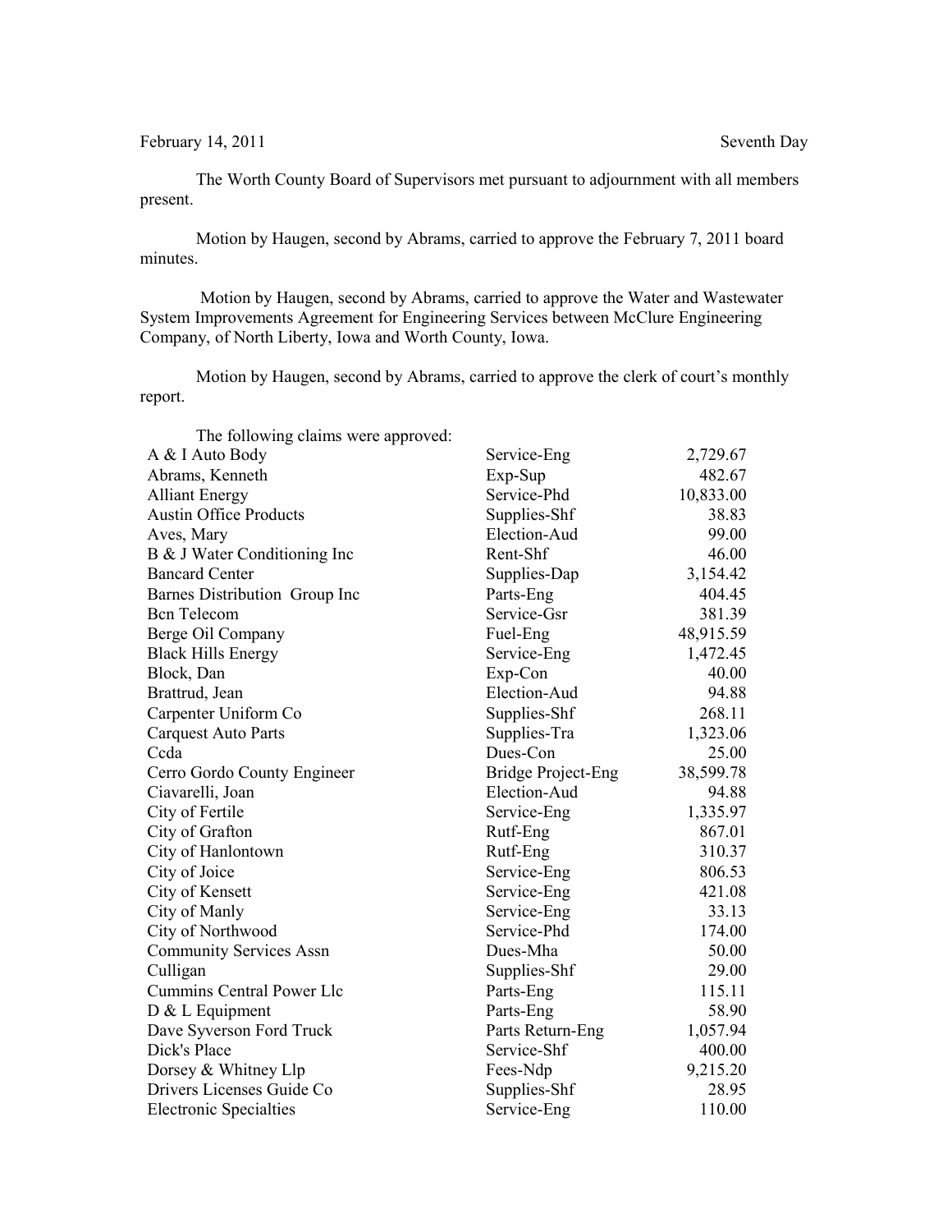February 14, 2011 Seventh Day

The Worth County Board of Supervisors met pursuant to adjournment with all members present.

Motion by Haugen, second by Abrams, carried to approve the February 7, 2011 board minutes.

Motion by Haugen, second by Abrams, carried to approve the Water and Wastewater System Improvements Agreement for Engineering Services between McClure Engineering Company, of North Liberty, Iowa and Worth County, Iowa.

Motion by Haugen, second by Abrams, carried to approve the clerk of court's monthly report.

The following claims were approved:

| | | |
|---|---|---|
| A & I Auto Body | Service-Eng | 2,729.67 |
| Abrams, Kenneth | Exp-Sup | 482.67 |
| Alliant Energy | Service-Phd | 10,833.00 |
| Austin Office Products | Supplies-Shf | 38.83 |
| Aves, Mary | Election-Aud | 99.00 |
| B & J Water Conditioning Inc | Rent-Shf | 46.00 |
| Bancard Center | Supplies-Dap | 3,154.42 |
| Barnes Distribution Group Inc | Parts-Eng | 404.45 |
| Bcn Telecom | Service-Gsr | 381.39 |
| Berge Oil Company | Fuel-Eng | 48,915.59 |
| Black Hills Energy | Service-Eng | 1,472.45 |
| Block, Dan | Exp-Con | 40.00 |
| Brattrud, Jean | Election-Aud | 94.88 |
| Carpenter Uniform Co | Supplies-Shf | 268.11 |
| Carquest Auto Parts | Supplies-Tra | 1,323.06 |
| Ccda | Dues-Con | 25.00 |
| Cerro Gordo County Engineer | Bridge Project-Eng | 38,599.78 |
| Ciavarelli, Joan | Election-Aud | 94.88 |
| City of Fertile | Service-Eng | 1,335.97 |
| City of Grafton | Rutf-Eng | 867.01 |
| City of Hanlontown | Rutf-Eng | 310.37 |
| City of Joice | Service-Eng | 806.53 |
| City of Kensett | Service-Eng | 421.08 |
| City of Manly | Service-Eng | 33.13 |
| City of Northwood | Service-Phd | 174.00 |
| Community Services Assn | Dues-Mha | 50.00 |
| Culligan | Supplies-Shf | 29.00 |
| Cummins Central Power Llc | Parts-Eng | 115.11 |
| D & L Equipment | Parts-Eng | 58.90 |
| Dave Syverson Ford Truck | Parts Return-Eng | 1,057.94 |
| Dick's Place | Service-Shf | 400.00 |
| Dorsey & Whitney Llp | Fees-Ndp | 9,215.20 |
| Drivers Licenses Guide Co | Supplies-Shf | 28.95 |
| Electronic Specialties | Service-Eng | 110.00 |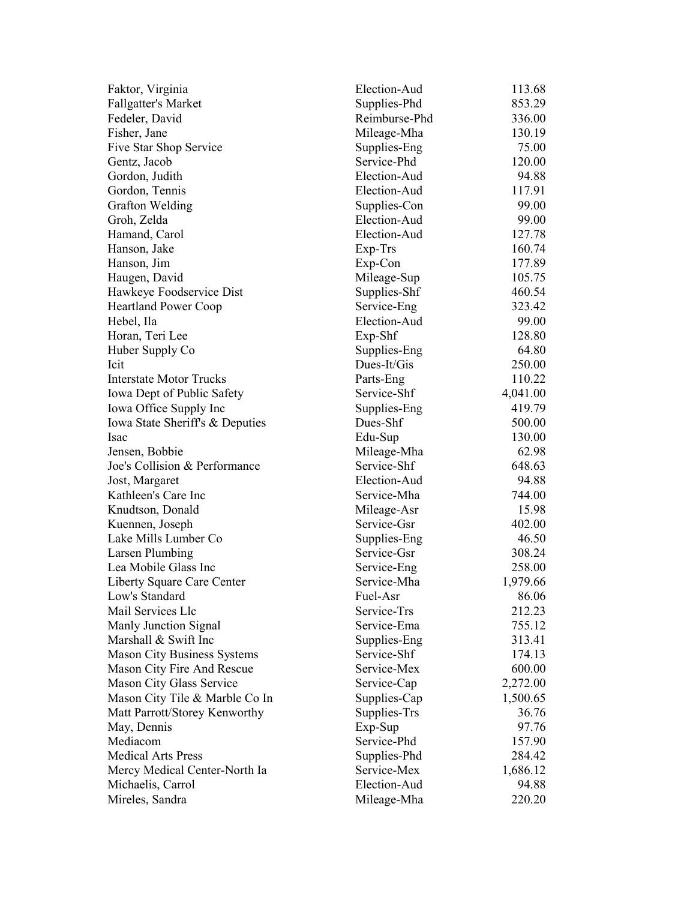| | | |
|---|---|---|
| Faktor, Virginia | Election-Aud | 113.68 |
| Fallgatter's Market | Supplies-Phd | 853.29 |
| Fedeler, David | Reimburse-Phd | 336.00 |
| Fisher, Jane | Mileage-Mha | 130.19 |
| Five Star Shop Service | Supplies-Eng | 75.00 |
| Gentz, Jacob | Service-Phd | 120.00 |
| Gordon, Judith | Election-Aud | 94.88 |
| Gordon, Tennis | Election-Aud | 117.91 |
| Grafton Welding | Supplies-Con | 99.00 |
| Groh, Zelda | Election-Aud | 99.00 |
| Hamand, Carol | Election-Aud | 127.78 |
| Hanson, Jake | Exp-Trs | 160.74 |
| Hanson, Jim | Exp-Con | 177.89 |
| Haugen, David | Mileage-Sup | 105.75 |
| Hawkeye Foodservice Dist | Supplies-Shf | 460.54 |
| Heartland Power Coop | Service-Eng | 323.42 |
| Hebel, Ila | Election-Aud | 99.00 |
| Horan, Teri Lee | Exp-Shf | 128.80 |
| Huber Supply Co | Supplies-Eng | 64.80 |
| Icit | Dues-It/Gis | 250.00 |
| Interstate Motor Trucks | Parts-Eng | 110.22 |
| Iowa Dept of Public Safety | Service-Shf | 4,041.00 |
| Iowa Office Supply Inc | Supplies-Eng | 419.79 |
| Iowa State Sheriff's & Deputies | Dues-Shf | 500.00 |
| Isac | Edu-Sup | 130.00 |
| Jensen, Bobbie | Mileage-Mha | 62.98 |
| Joe's Collision & Performance | Service-Shf | 648.63 |
| Jost, Margaret | Election-Aud | 94.88 |
| Kathleen's Care Inc | Service-Mha | 744.00 |
| Knudtson, Donald | Mileage-Asr | 15.98 |
| Kuennen, Joseph | Service-Gsr | 402.00 |
| Lake Mills Lumber Co | Supplies-Eng | 46.50 |
| Larsen Plumbing | Service-Gsr | 308.24 |
| Lea Mobile Glass Inc | Service-Eng | 258.00 |
| Liberty Square Care Center | Service-Mha | 1,979.66 |
| Low's Standard | Fuel-Asr | 86.06 |
| Mail Services Llc | Service-Trs | 212.23 |
| Manly Junction Signal | Service-Ema | 755.12 |
| Marshall & Swift Inc | Supplies-Eng | 313.41 |
| Mason City Business Systems | Service-Shf | 174.13 |
| Mason City Fire And Rescue | Service-Mex | 600.00 |
| Mason City Glass Service | Service-Cap | 2,272.00 |
| Mason City Tile & Marble Co In | Supplies-Cap | 1,500.65 |
| Matt Parrott/Storey Kenworthy | Supplies-Trs | 36.76 |
| May, Dennis | Exp-Sup | 97.76 |
| Mediacom | Service-Phd | 157.90 |
| Medical Arts Press | Supplies-Phd | 284.42 |
| Mercy Medical Center-North Ia | Service-Mex | 1,686.12 |
| Michaelis, Carrol | Election-Aud | 94.88 |
| Mireles, Sandra | Mileage-Mha | 220.20 |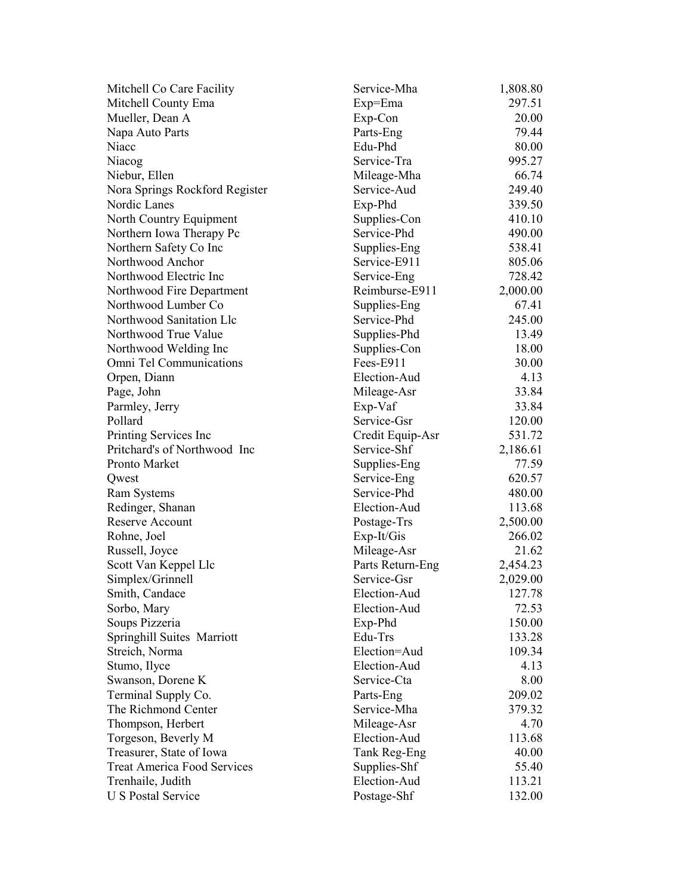| | | |
|---|---|---|
| Mitchell Co Care Facility | Service-Mha | 1,808.80 |
| Mitchell County Ema | Exp=Ema | 297.51 |
| Mueller, Dean A | Exp-Con | 20.00 |
| Napa Auto Parts | Parts-Eng | 79.44 |
| Niacc | Edu-Phd | 80.00 |
| Niacog | Service-Tra | 995.27 |
| Niebur, Ellen | Mileage-Mha | 66.74 |
| Nora Springs Rockford Register | Service-Aud | 249.40 |
| Nordic Lanes | Exp-Phd | 339.50 |
| North Country Equipment | Supplies-Con | 410.10 |
| Northern Iowa Therapy Pc | Service-Phd | 490.00 |
| Northern Safety Co Inc | Supplies-Eng | 538.41 |
| Northwood Anchor | Service-E911 | 805.06 |
| Northwood Electric Inc | Service-Eng | 728.42 |
| Northwood Fire Department | Reimburse-E911 | 2,000.00 |
| Northwood Lumber Co | Supplies-Eng | 67.41 |
| Northwood Sanitation Llc | Service-Phd | 245.00 |
| Northwood True Value | Supplies-Phd | 13.49 |
| Northwood Welding Inc | Supplies-Con | 18.00 |
| Omni Tel Communications | Fees-E911 | 30.00 |
| Orpen, Diann | Election-Aud | 4.13 |
| Page, John | Mileage-Asr | 33.84 |
| Parmley, Jerry | Exp-Vaf | 33.84 |
| Pollard | Service-Gsr | 120.00 |
| Printing Services Inc | Credit Equip-Asr | 531.72 |
| Pritchard's of Northwood Inc | Service-Shf | 2,186.61 |
| Pronto Market | Supplies-Eng | 77.59 |
| Qwest | Service-Eng | 620.57 |
| Ram Systems | Service-Phd | 480.00 |
| Redinger, Shanan | Election-Aud | 113.68 |
| Reserve Account | Postage-Trs | 2,500.00 |
| Rohne, Joel | Exp-It/Gis | 266.02 |
| Russell, Joyce | Mileage-Asr | 21.62 |
| Scott Van Keppel Llc | Parts Return-Eng | 2,454.23 |
| Simplex/Grinnell | Service-Gsr | 2,029.00 |
| Smith, Candace | Election-Aud | 127.78 |
| Sorbo, Mary | Election-Aud | 72.53 |
| Soups Pizzeria | Exp-Phd | 150.00 |
| Springhill Suites Marriott | Edu-Trs | 133.28 |
| Streich, Norma | Election=Aud | 109.34 |
| Stumo, Ilyce | Election-Aud | 4.13 |
| Swanson, Dorene K | Service-Cta | 8.00 |
| Terminal Supply Co. | Parts-Eng | 209.02 |
| The Richmond Center | Service-Mha | 379.32 |
| Thompson, Herbert | Mileage-Asr | 4.70 |
| Torgeson, Beverly M | Election-Aud | 113.68 |
| Treasurer, State of Iowa | Tank Reg-Eng | 40.00 |
| Treat America Food Services | Supplies-Shf | 55.40 |
| Trenhaile, Judith | Election-Aud | 113.21 |
| U S Postal Service | Postage-Shf | 132.00 |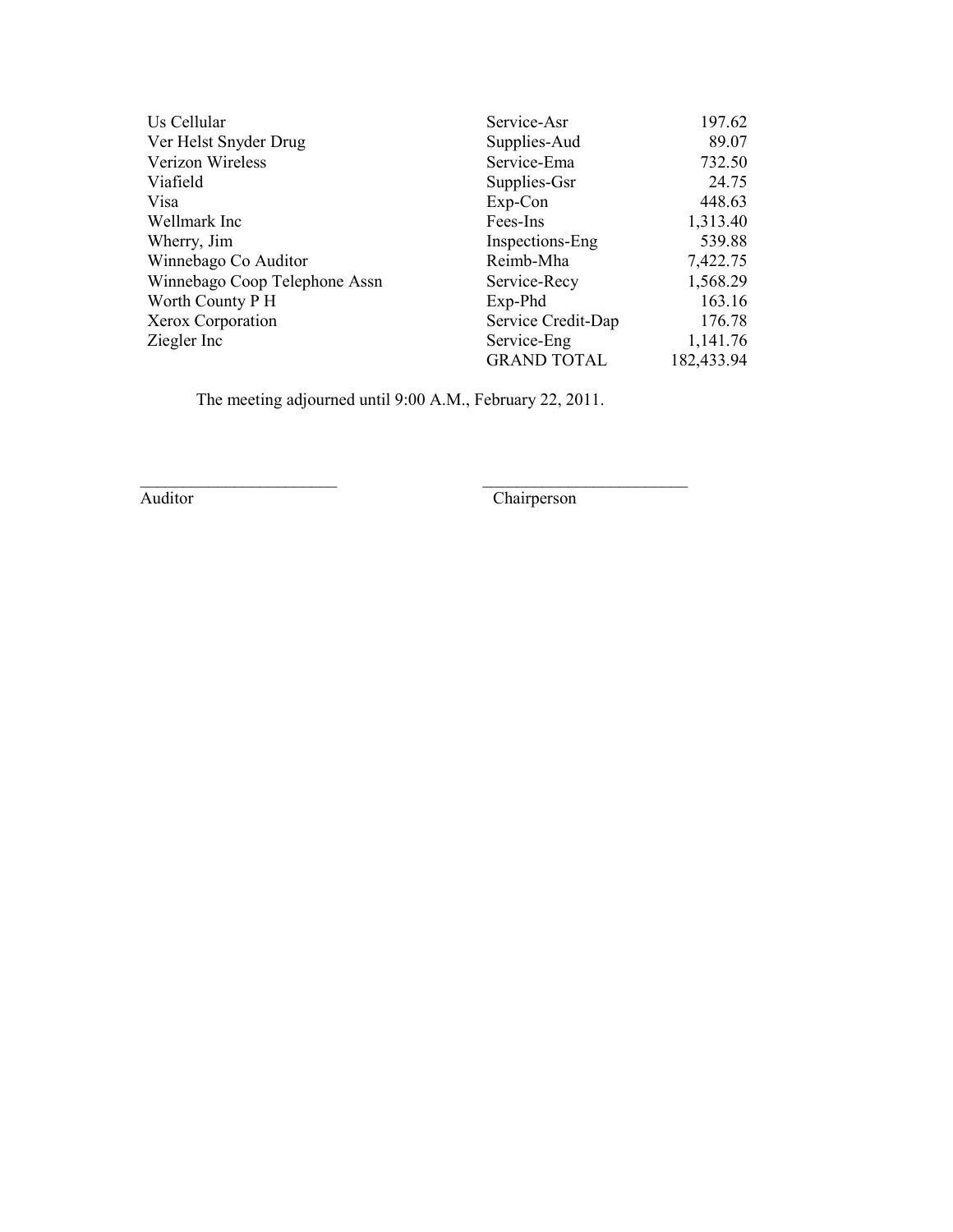| | | |
|---|---|---|
| Us Cellular | Service-Asr | 197.62 |
| Ver Helst Snyder Drug | Supplies-Aud | 89.07 |
| Verizon Wireless | Service-Ema | 732.50 |
| Viafield | Supplies-Gsr | 24.75 |
| Visa | Exp-Con | 448.63 |
| Wellmark Inc | Fees-Ins | 1,313.40 |
| Wherry, Jim | Inspections-Eng | 539.88 |
| Winnebago Co Auditor | Reimb-Mha | 7,422.75 |
| Winnebago Coop Telephone Assn | Service-Recy | 1,568.29 |
| Worth County P H | Exp-Phd | 163.16 |
| Xerox Corporation | Service Credit-Dap | 176.78 |
| Ziegler Inc | Service-Eng | 1,141.76 |
| | GRAND TOTAL | 182,433.94 |

The meeting adjourned until 9:00 A.M., February 22, 2011.

_______________________ _______________________

Auditor Chairperson